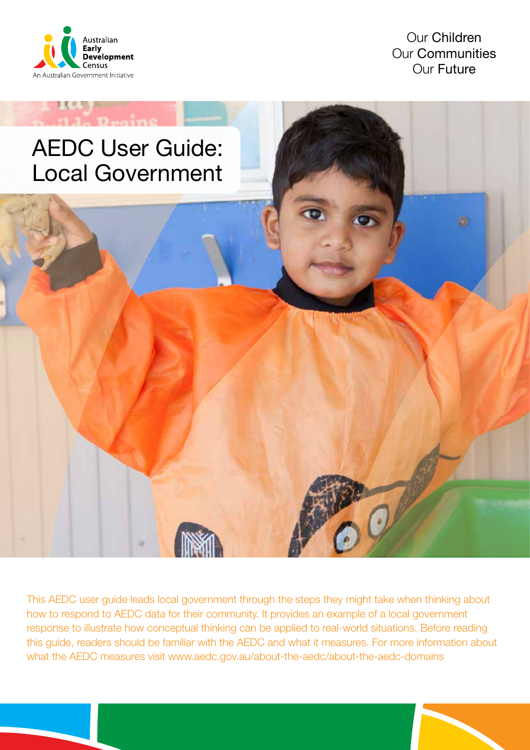Australian Early Development Census
An Australian Government Initiative

Our Children
Our Communities
Our Future

# AEDC User Guide: Local Government

This AEDC user guide leads local government through the steps they might take when thinking about how to respond to AEDC data for their community. It provides an example of a local government response to illustrate how conceptual thinking can be applied to real-world situations. Before reading this guide, readers should be familiar with the AEDC and what it measures. For more information about what the AEDC measures visit www.aedc.gov.au/about-the-aedc/about-the-aedc-domains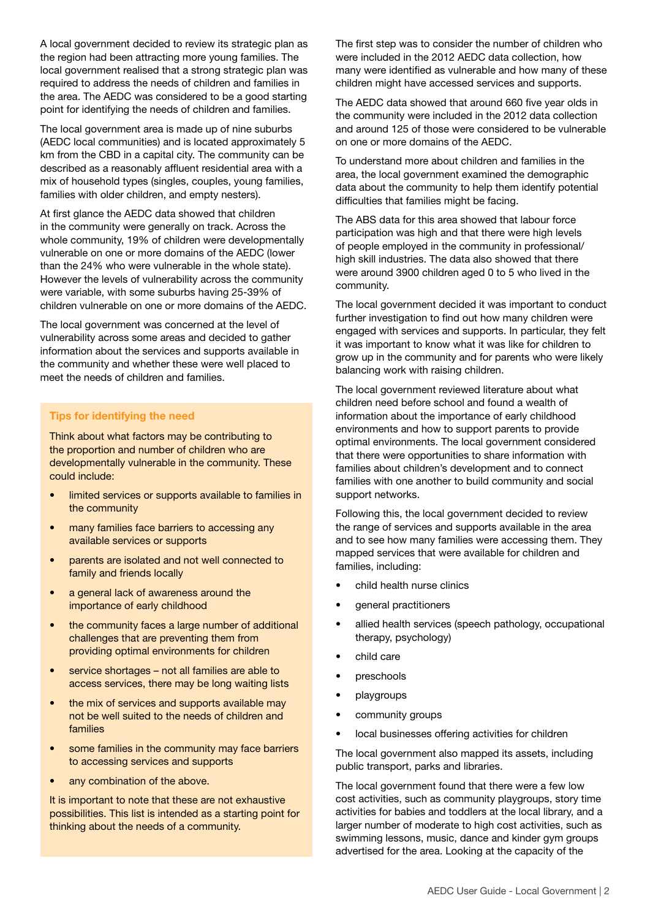A local government decided to review its strategic plan as the region had been attracting more young families. The local government realised that a strong strategic plan was required to address the needs of children and families in the area. The AEDC was considered to be a good starting point for identifying the needs of children and families.

The local government area is made up of nine suburbs (AEDC local communities) and is located approximately 5 km from the CBD in a capital city. The community can be described as a reasonably affluent residential area with a mix of household types (singles, couples, young families, families with older children, and empty nesters).

At first glance the AEDC data showed that children in the community were generally on track. Across the whole community, 19% of children were developmentally vulnerable on one or more domains of the AEDC (lower than the 24% who were vulnerable in the whole state). However the levels of vulnerability across the community were variable, with some suburbs having 25-39% of children vulnerable on one or more domains of the AEDC.

The local government was concerned at the level of vulnerability across some areas and decided to gather information about the services and supports available in the community and whether these were well placed to meet the needs of children and families.

### Tips for identifying the need

Think about what factors may be contributing to the proportion and number of children who are developmentally vulnerable in the community. These could include:

- limited services or supports available to families in the community
- many families face barriers to accessing any available services or supports
- parents are isolated and not well connected to family and friends locally
- a general lack of awareness around the importance of early childhood
- the community faces a large number of additional challenges that are preventing them from providing optimal environments for children
- service shortages – not all families are able to access services, there may be long waiting lists
- the mix of services and supports available may not be well suited to the needs of children and families
- some families in the community may face barriers to accessing services and supports
- any combination of the above.

It is important to note that these are not exhaustive possibilities. This list is intended as a starting point for thinking about the needs of a community.

The first step was to consider the number of children who were included in the 2012 AEDC data collection, how many were identified as vulnerable and how many of these children might have accessed services and supports.

The AEDC data showed that around 660 five year olds in the community were included in the 2012 data collection and around 125 of those were considered to be vulnerable on one or more domains of the AEDC.

To understand more about children and families in the area, the local government examined the demographic data about the community to help them identify potential difficulties that families might be facing.

The ABS data for this area showed that labour force participation was high and that there were high levels of people employed in the community in professional/high skill industries. The data also showed that there were around 3900 children aged 0 to 5 who lived in the community.

The local government decided it was important to conduct further investigation to find out how many children were engaged with services and supports. In particular, they felt it was important to know what it was like for children to grow up in the community and for parents who were likely balancing work with raising children.

The local government reviewed literature about what children need before school and found a wealth of information about the importance of early childhood environments and how to support parents to provide optimal environments. The local government considered that there were opportunities to share information with families about children's development and to connect families with one another to build community and social support networks.

Following this, the local government decided to review the range of services and supports available in the area and to see how many families were accessing them. They mapped services that were available for children and families, including:

- child health nurse clinics
- general practitioners
- allied health services (speech pathology, occupational therapy, psychology)
- child care
- preschools
- playgroups
- community groups
- local businesses offering activities for children

The local government also mapped its assets, including public transport, parks and libraries.

The local government found that there were a few low cost activities, such as community playgroups, story time activities for babies and toddlers at the local library, and a larger number of moderate to high cost activities, such as swimming lessons, music, dance and kinder gym groups advertised for the area. Looking at the capacity of the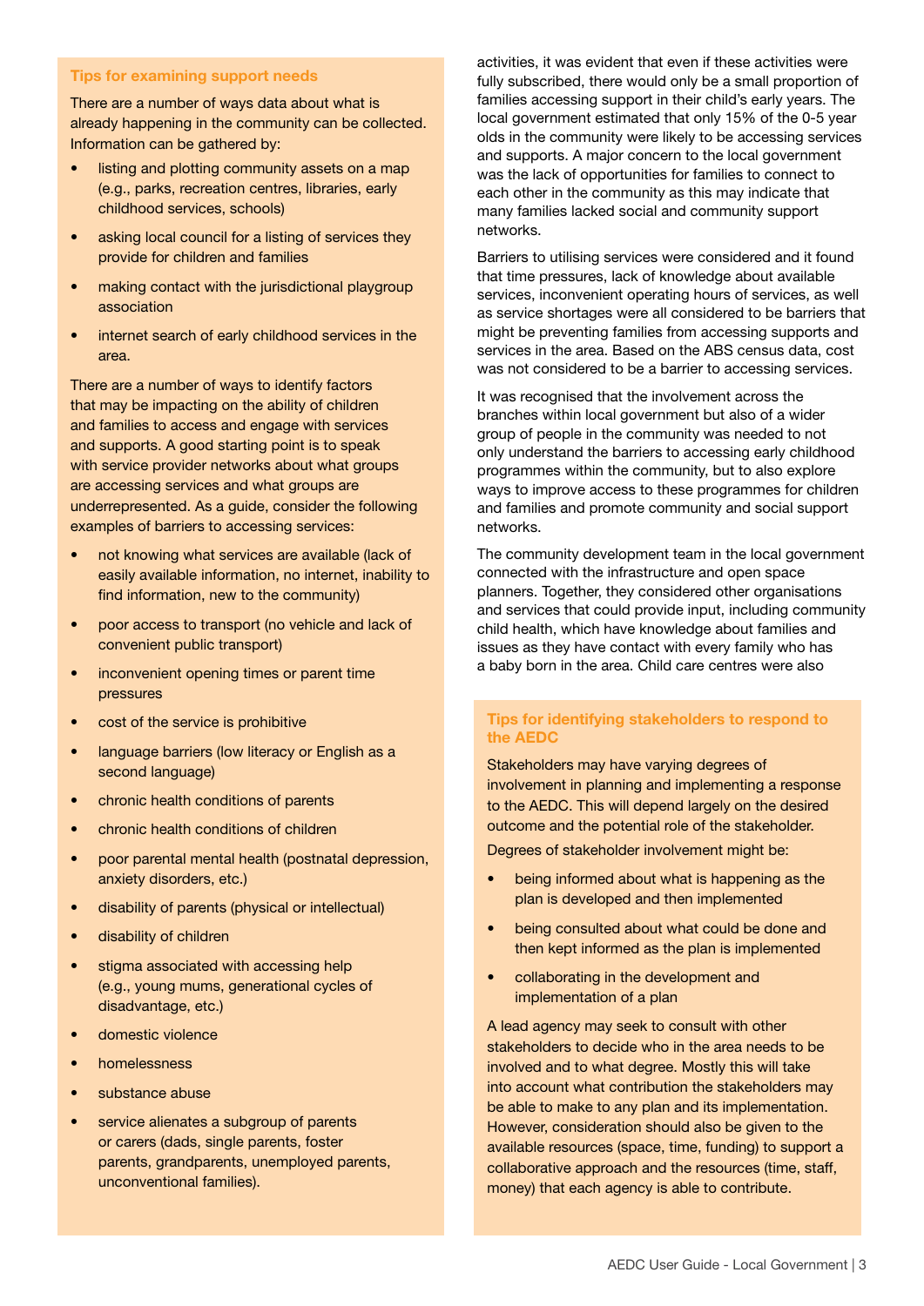### Tips for examining support needs

There are a number of ways data about what is already happening in the community can be collected. Information can be gathered by:

- listing and plotting community assets on a map (e.g., parks, recreation centres, libraries, early childhood services, schools)
- asking local council for a listing of services they provide for children and families
- making contact with the jurisdictional playgroup association
- internet search of early childhood services in the area.

There are a number of ways to identify factors that may be impacting on the ability of children and families to access and engage with services and supports. A good starting point is to speak with service provider networks about what groups are accessing services and what groups are underrepresented. As a guide, consider the following examples of barriers to accessing services:

- not knowing what services are available (lack of easily available information, no internet, inability to find information, new to the community)
- poor access to transport (no vehicle and lack of convenient public transport)
- inconvenient opening times or parent time pressures
- cost of the service is prohibitive
- language barriers (low literacy or English as a second language)
- chronic health conditions of parents
- chronic health conditions of children
- poor parental mental health (postnatal depression, anxiety disorders, etc.)
- disability of parents (physical or intellectual)
- disability of children
- stigma associated with accessing help (e.g., young mums, generational cycles of disadvantage, etc.)
- domestic violence
- homelessness
- substance abuse
- service alienates a subgroup of parents or carers (dads, single parents, foster parents, grandparents, unemployed parents, unconventional families).

activities, it was evident that even if these activities were fully subscribed, there would only be a small proportion of families accessing support in their child's early years. The local government estimated that only 15% of the 0-5 year olds in the community were likely to be accessing services and supports. A major concern to the local government was the lack of opportunities for families to connect to each other in the community as this may indicate that many families lacked social and community support networks.

Barriers to utilising services were considered and it found that time pressures, lack of knowledge about available services, inconvenient operating hours of services, as well as service shortages were all considered to be barriers that might be preventing families from accessing supports and services in the area. Based on the ABS census data, cost was not considered to be a barrier to accessing services.

It was recognised that the involvement across the branches within local government but also of a wider group of people in the community was needed to not only understand the barriers to accessing early childhood programmes within the community, but to also explore ways to improve access to these programmes for children and families and promote community and social support networks.

The community development team in the local government connected with the infrastructure and open space planners. Together, they considered other organisations and services that could provide input, including community child health, which have knowledge about families and issues as they have contact with every family who has a baby born in the area. Child care centres were also

### Tips for identifying stakeholders to respond to the AEDC

Stakeholders may have varying degrees of involvement in planning and implementing a response to the AEDC. This will depend largely on the desired outcome and the potential role of the stakeholder.

Degrees of stakeholder involvement might be:

- being informed about what is happening as the plan is developed and then implemented
- being consulted about what could be done and then kept informed as the plan is implemented
- collaborating in the development and implementation of a plan

A lead agency may seek to consult with other stakeholders to decide who in the area needs to be involved and to what degree. Mostly this will take into account what contribution the stakeholders may be able to make to any plan and its implementation. However, consideration should also be given to the available resources (space, time, funding) to support a collaborative approach and the resources (time, staff, money) that each agency is able to contribute.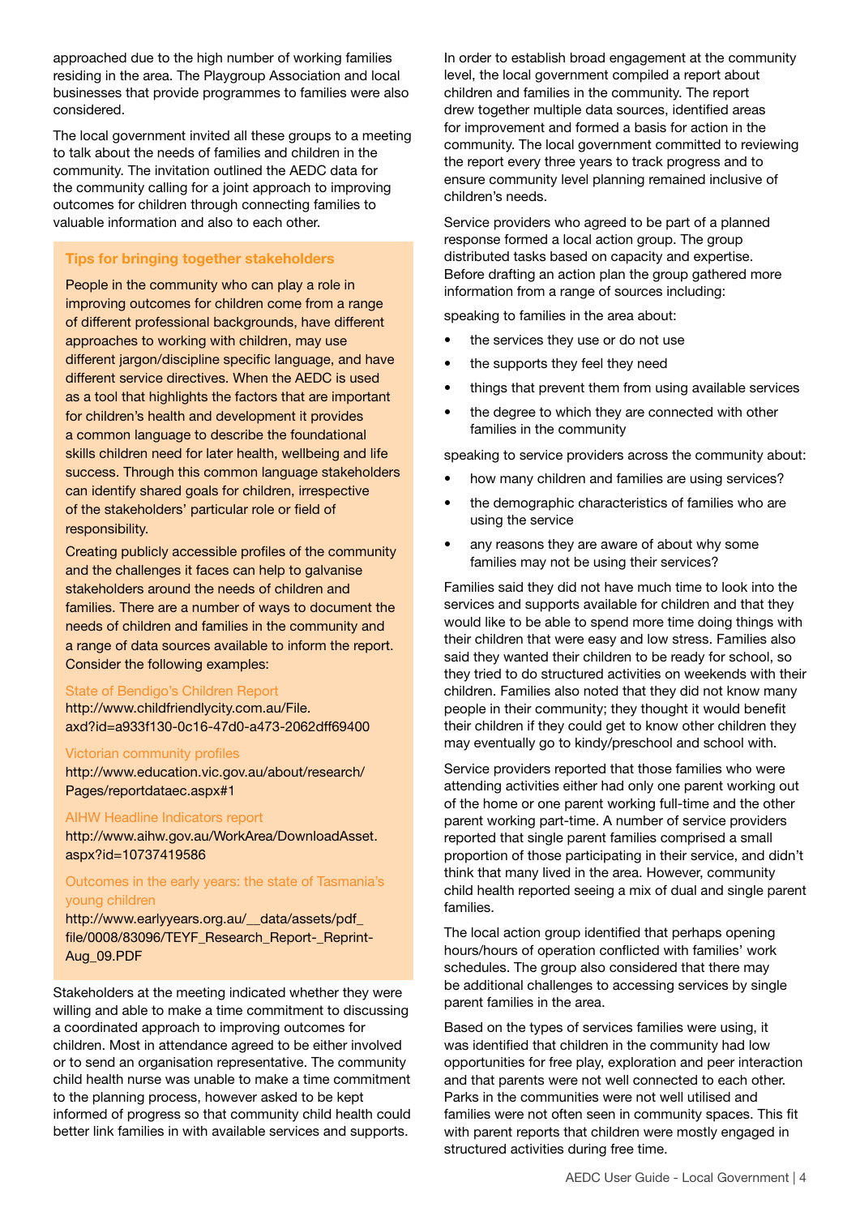approached due to the high number of working families residing in the area. The Playgroup Association and local businesses that provide programmes to families were also considered.

The local government invited all these groups to a meeting to talk about the needs of families and children in the community. The invitation outlined the AEDC data for the community calling for a joint approach to improving outcomes for children through connecting families to valuable information and also to each other.

### Tips for bringing together stakeholders

People in the community who can play a role in improving outcomes for children come from a range of different professional backgrounds, have different approaches to working with children, may use different jargon/discipline specific language, and have different service directives. When the AEDC is used as a tool that highlights the factors that are important for children's health and development it provides a common language to describe the foundational skills children need for later health, wellbeing and life success. Through this common language stakeholders can identify shared goals for children, irrespective of the stakeholders' particular role or field of responsibility.

Creating publicly accessible profiles of the community and the challenges it faces can help to galvanise stakeholders around the needs of children and families. There are a number of ways to document the needs of children and families in the community and a range of data sources available to inform the report. Consider the following examples:

State of Bendigo's Children Report
http://www.childfriendlycity.com.au/File.axd?id=a933f130-0c16-47d0-a473-2062dff69400

Victorian community profiles
http://www.education.vic.gov.au/about/research/Pages/reportdataec.aspx#1

AIHW Headline Indicators report
http://www.aihw.gov.au/WorkArea/DownloadAsset.aspx?id=10737419586

Outcomes in the early years: the state of Tasmania's young children
http://www.earlyyears.org.au/__data/assets/pdf_file/0008/83096/TEYF_Research_Report-_Reprint-Aug_09.PDF

Stakeholders at the meeting indicated whether they were willing and able to make a time commitment to discussing a coordinated approach to improving outcomes for children. Most in attendance agreed to be either involved or to send an organisation representative. The community child health nurse was unable to make a time commitment to the planning process, however asked to be kept informed of progress so that community child health could better link families in with available services and supports.

In order to establish broad engagement at the community level, the local government compiled a report about children and families in the community. The report drew together multiple data sources, identified areas for improvement and formed a basis for action in the community. The local government committed to reviewing the report every three years to track progress and to ensure community level planning remained inclusive of children's needs.

Service providers who agreed to be part of a planned response formed a local action group. The group distributed tasks based on capacity and expertise. Before drafting an action plan the group gathered more information from a range of sources including:

speaking to families in the area about:

- the services they use or do not use
- the supports they feel they need
- things that prevent them from using available services
- the degree to which they are connected with other families in the community

speaking to service providers across the community about:

- how many children and families are using services?
- the demographic characteristics of families who are using the service
- any reasons they are aware of about why some families may not be using their services?

Families said they did not have much time to look into the services and supports available for children and that they would like to be able to spend more time doing things with their children that were easy and low stress. Families also said they wanted their children to be ready for school, so they tried to do structured activities on weekends with their children. Families also noted that they did not know many people in their community; they thought it would benefit their children if they could get to know other children they may eventually go to kindy/preschool and school with.

Service providers reported that those families who were attending activities either had only one parent working out of the home or one parent working full-time and the other parent working part-time. A number of service providers reported that single parent families comprised a small proportion of those participating in their service, and didn't think that many lived in the area. However, community child health reported seeing a mix of dual and single parent families.

The local action group identified that perhaps opening hours/hours of operation conflicted with families' work schedules. The group also considered that there may be additional challenges to accessing services by single parent families in the area.

Based on the types of services families were using, it was identified that children in the community had low opportunities for free play, exploration and peer interaction and that parents were not well connected to each other. Parks in the communities were not well utilised and families were not often seen in community spaces. This fit with parent reports that children were mostly engaged in structured activities during free time.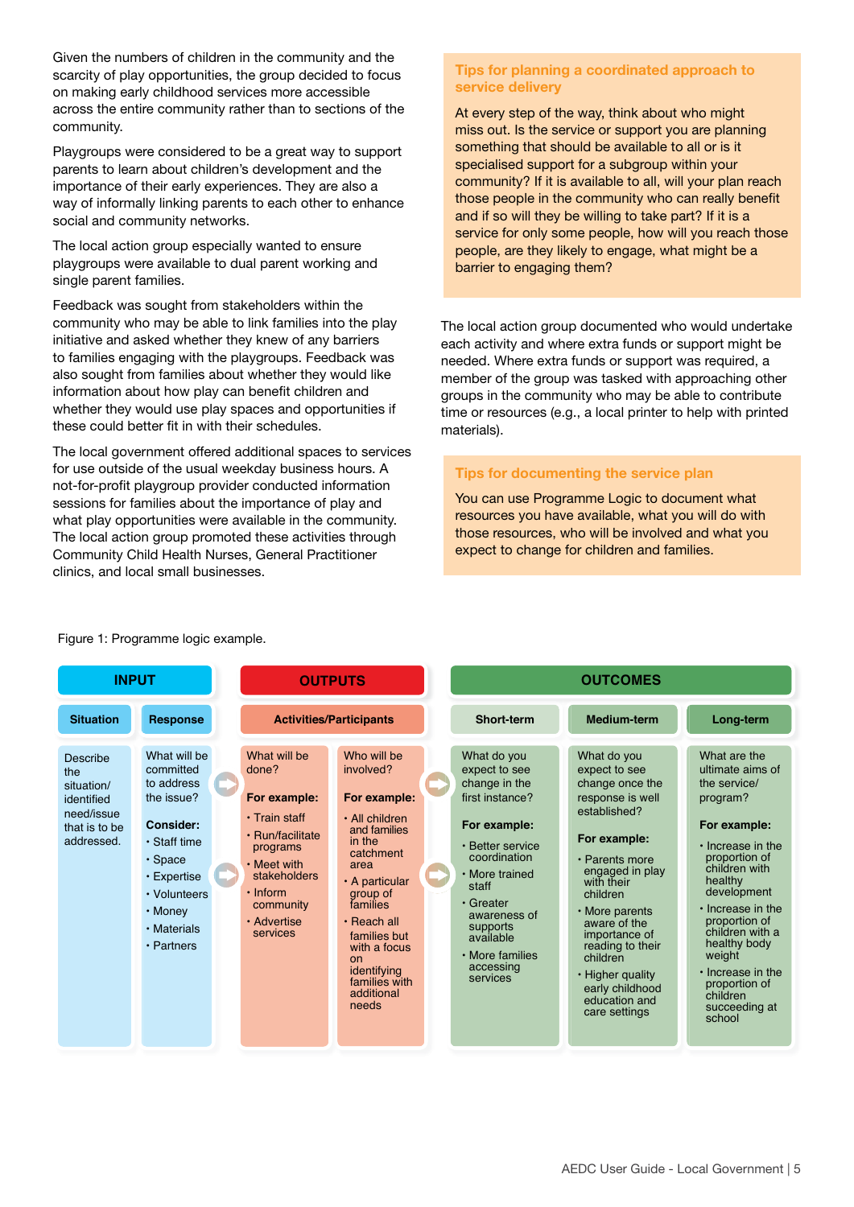Given the numbers of children in the community and the scarcity of play opportunities, the group decided to focus on making early childhood services more accessible across the entire community rather than to sections of the community.

Playgroups were considered to be a great way to support parents to learn about children's development and the importance of their early experiences. They are also a way of informally linking parents to each other to enhance social and community networks.

The local action group especially wanted to ensure playgroups were available to dual parent working and single parent families.

Feedback was sought from stakeholders within the community who may be able to link families into the play initiative and asked whether they knew of any barriers to families engaging with the playgroups. Feedback was also sought from families about whether they would like information about how play can benefit children and whether they would use play spaces and opportunities if these could better fit in with their schedules.

The local government offered additional spaces to services for use outside of the usual weekday business hours. A not-for-profit playgroup provider conducted information sessions for families about the importance of play and what play opportunities were available in the community. The local action group promoted these activities through Community Child Health Nurses, General Practitioner clinics, and local small businesses.

### Tips for planning a coordinated approach to service delivery

At every step of the way, think about who might miss out. Is the service or support you are planning something that should be available to all or is it specialised support for a subgroup within your community? If it is available to all, will your plan reach those people in the community who can really benefit and if so will they be willing to take part? If it is a service for only some people, how will you reach those people, are they likely to engage, what might be a barrier to engaging them?

The local action group documented who would undertake each activity and where extra funds or support might be needed. Where extra funds or support was required, a member of the group was tasked with approaching other groups in the community who may be able to contribute time or resources (e.g., a local printer to help with printed materials).

### Tips for documenting the service plan

You can use Programme Logic to document what resources you have available, what you will do with those resources, who will be involved and what you expect to change for children and families.

Figure 1: Programme logic example.

| INPUT | | OUTPUTS | | OUTCOMES | | |
|---|---|---|---|---|---|---|
| **Situation** | **Response** | **Activities/Participants** | | **Short-term** | **Medium-term** | **Long-term** |
| Describe the situation/ identified need/issue that is to be addressed. | What will be committed to address the issue?<br><br>**Consider:**<br>• Staff time<br>• Space<br>• Expertise<br>• Volunteers<br>• Money<br>• Materials<br>• Partners | What will be done?<br><br>**For example:**<br>• Train staff<br>• Run/facilitate programs<br>• Meet with stakeholders<br>• Inform community<br>• Advertise services | Who will be involved?<br><br>**For example:**<br>• All children and families in the catchment area<br>• A particular group of families<br>• Reach all families but with a focus on identifying families with additional needs | What do you expect to see change in the first instance?<br><br>**For example:**<br>• Better service coordination<br>• More trained staff<br>• Greater awareness of supports available<br>• More families accessing services | What do you expect to see change once the response is well established?<br><br>**For example:**<br>• Parents more engaged in play with their children<br>• More parents aware of the importance of reading to their children<br>• Higher quality early childhood education and care settings | What are the ultimate aims of the service/ program?<br><br>**For example:**<br>• Increase in the proportion of children with healthy development<br>• Increase in the proportion of children with a healthy body weight<br>• Increase in the proportion of children succeeding at school |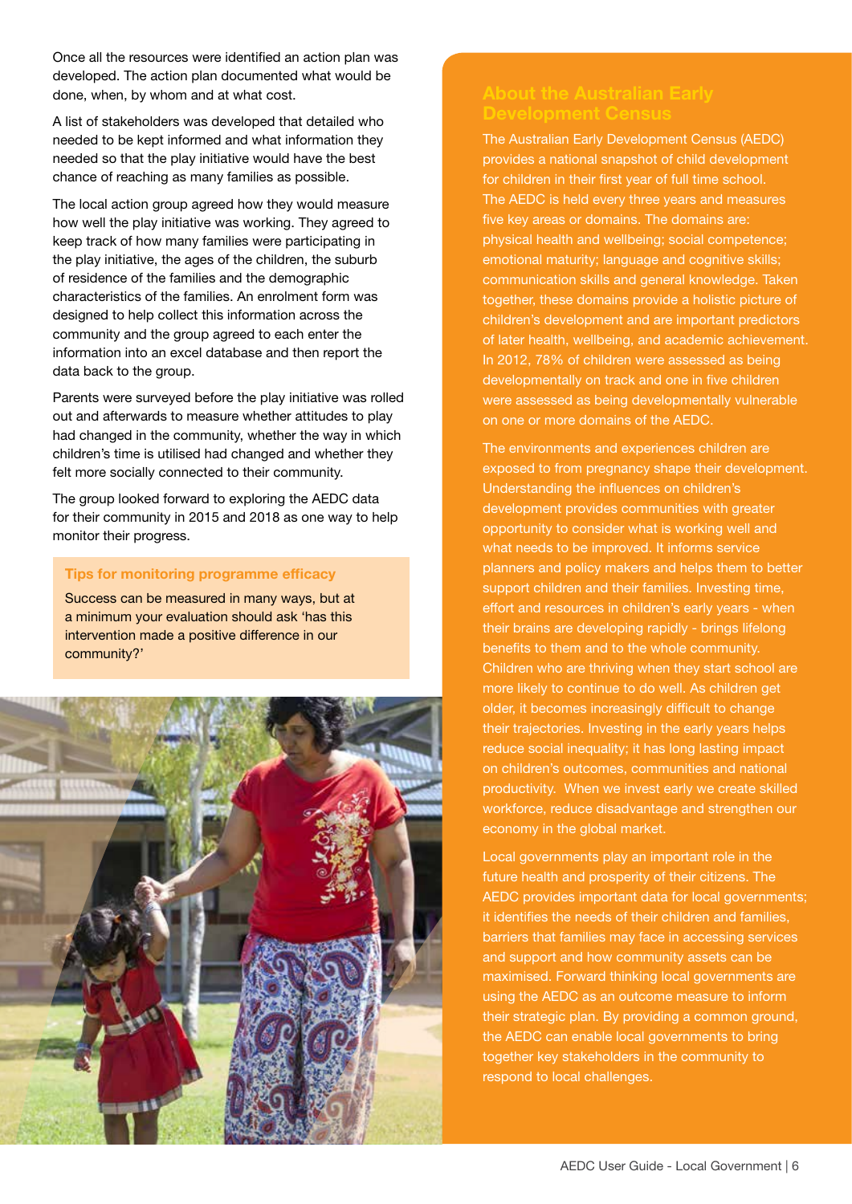Once all the resources were identified an action plan was developed. The action plan documented what would be done, when, by whom and at what cost.

A list of stakeholders was developed that detailed who needed to be kept informed and what information they needed so that the play initiative would have the best chance of reaching as many families as possible.

The local action group agreed how they would measure how well the play initiative was working. They agreed to keep track of how many families were participating in the play initiative, the ages of the children, the suburb of residence of the families and the demographic characteristics of the families. An enrolment form was designed to help collect this information across the community and the group agreed to each enter the information into an excel database and then report the data back to the group.

Parents were surveyed before the play initiative was rolled out and afterwards to measure whether attitudes to play had changed in the community, whether the way in which children's time is utilised had changed and whether they felt more socially connected to their community.

The group looked forward to exploring the AEDC data for their community in 2015 and 2018 as one way to help monitor their progress.

### Tips for monitoring programme efficacy

Success can be measured in many ways, but at a minimum your evaluation should ask 'has this intervention made a positive difference in our community?'

## About the Australian Early Development Census

The Australian Early Development Census (AEDC) provides a national snapshot of child development for children in their first year of full time school. The AEDC is held every three years and measures five key areas or domains. The domains are: physical health and wellbeing; social competence; emotional maturity; language and cognitive skills; communication skills and general knowledge. Taken together, these domains provide a holistic picture of children's development and are important predictors of later health, wellbeing, and academic achievement. In 2012, 78% of children were assessed as being developmentally on track and one in five children were assessed as being developmentally vulnerable on one or more domains of the AEDC.

The environments and experiences children are exposed to from pregnancy shape their development. Understanding the influences on children's development provides communities with greater opportunity to consider what is working well and what needs to be improved. It informs service planners and policy makers and helps them to better support children and their families. Investing time, effort and resources in children's early years - when their brains are developing rapidly - brings lifelong benefits to them and to the whole community. Children who are thriving when they start school are more likely to continue to do well. As children get older, it becomes increasingly difficult to change their trajectories. Investing in the early years helps reduce social inequality; it has long lasting impact on children's outcomes, communities and national productivity. When we invest early we create skilled workforce, reduce disadvantage and strengthen our economy in the global market.

Local governments play an important role in the future health and prosperity of their citizens. The AEDC provides important data for local governments; it identifies the needs of their children and families, barriers that families may face in accessing services and support and how community assets can be maximised. Forward thinking local governments are using the AEDC as an outcome measure to inform their strategic plan. By providing a common ground, the AEDC can enable local governments to bring together key stakeholders in the community to respond to local challenges.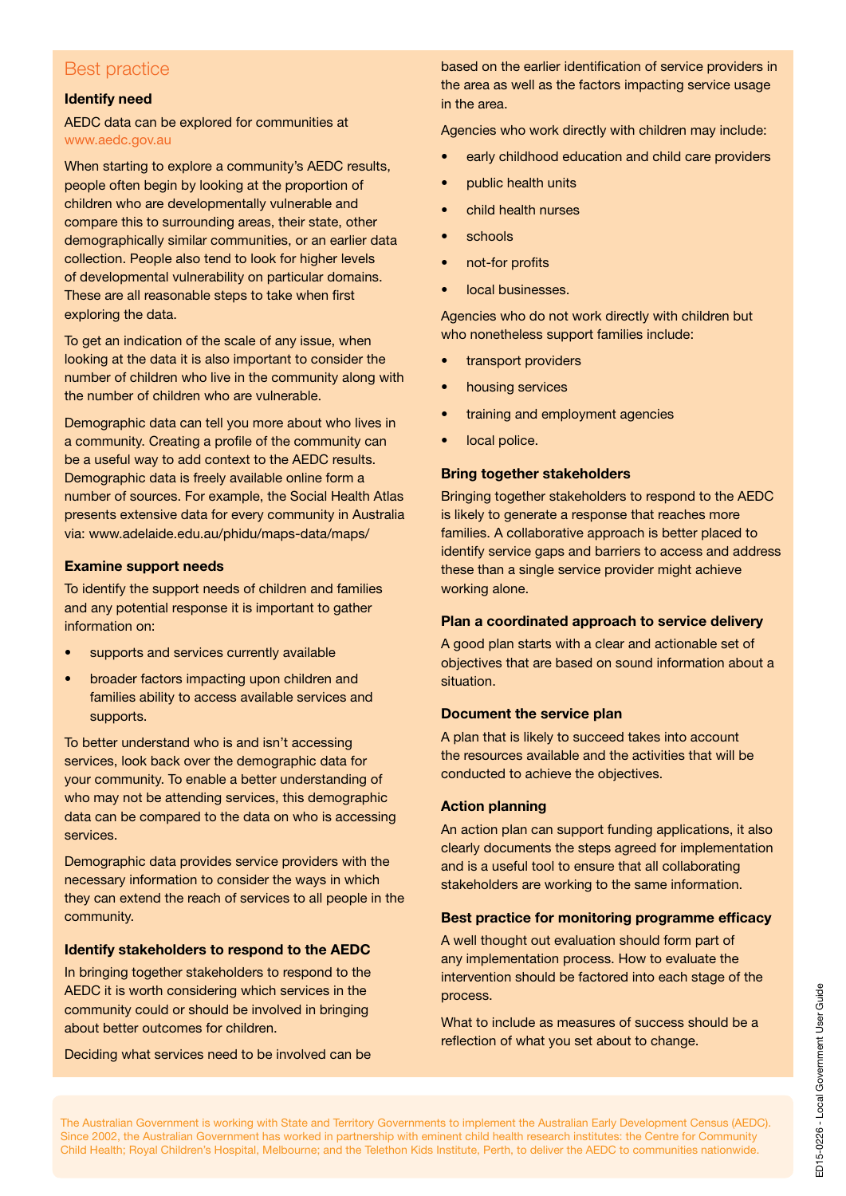## Best practice

### Identify need

AEDC data can be explored for communities at www.aedc.gov.au

When starting to explore a community's AEDC results, people often begin by looking at the proportion of children who are developmentally vulnerable and compare this to surrounding areas, their state, other demographically similar communities, or an earlier data collection. People also tend to look for higher levels of developmental vulnerability on particular domains. These are all reasonable steps to take when first exploring the data.

To get an indication of the scale of any issue, when looking at the data it is also important to consider the number of children who live in the community along with the number of children who are vulnerable.

Demographic data can tell you more about who lives in a community. Creating a profile of the community can be a useful way to add context to the AEDC results. Demographic data is freely available online form a number of sources. For example, the Social Health Atlas presents extensive data for every community in Australia via: www.adelaide.edu.au/phidu/maps-data/maps/

### Examine support needs

To identify the support needs of children and families and any potential response it is important to gather information on:

- supports and services currently available
- broader factors impacting upon children and families ability to access available services and supports.

To better understand who is and isn't accessing services, look back over the demographic data for your community. To enable a better understanding of who may not be attending services, this demographic data can be compared to the data on who is accessing services.

Demographic data provides service providers with the necessary information to consider the ways in which they can extend the reach of services to all people in the community.

### Identify stakeholders to respond to the AEDC

In bringing together stakeholders to respond to the AEDC it is worth considering which services in the community could or should be involved in bringing about better outcomes for children.

Deciding what services need to be involved can be based on the earlier identification of service providers in the area as well as the factors impacting service usage in the area.

Agencies who work directly with children may include:

- early childhood education and child care providers
- public health units
- child health nurses
- schools
- not-for profits
- local businesses.

Agencies who do not work directly with children but who nonetheless support families include:

- transport providers
- housing services
- training and employment agencies
- local police.

### Bring together stakeholders

Bringing together stakeholders to respond to the AEDC is likely to generate a response that reaches more families. A collaborative approach is better placed to identify service gaps and barriers to access and address these than a single service provider might achieve working alone.

### Plan a coordinated approach to service delivery

A good plan starts with a clear and actionable set of objectives that are based on sound information about a situation.

### Document the service plan

A plan that is likely to succeed takes into account the resources available and the activities that will be conducted to achieve the objectives.

### Action planning

An action plan can support funding applications, it also clearly documents the steps agreed for implementation and is a useful tool to ensure that all collaborating stakeholders are working to the same information.

### Best practice for monitoring programme efficacy

A well thought out evaluation should form part of any implementation process. How to evaluate the intervention should be factored into each stage of the process.

What to include as measures of success should be a reflection of what you set about to change.

The Australian Government is working with State and Territory Governments to implement the Australian Early Development Census (AEDC). Since 2002, the Australian Government has worked in partnership with eminent child health research institutes: the Centre for Community Child Health; Royal Children's Hospital, Melbourne; and the Telethon Kids Institute, Perth, to deliver the AEDC to communities nationwide.

ED15-0226 - Local Government User Guide